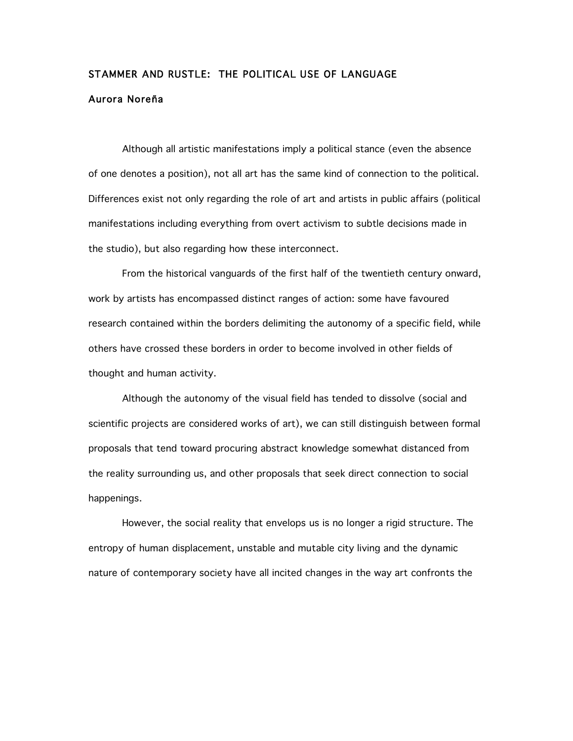# STAMMER AND RUSTLE: THE POLITICAL USE OF LANGUAGE

## Aurora Noreña

Although all artistic manifestations imply a political stance (even the absence of one denotes a position), not all art has the same kind of connection to the political. Differences exist not only regarding the role of art and artists in public affairs (political manifestations including everything from overt activism to subtle decisions made in the studio), but also regarding how these interconnect.

From the historical vanguards of the first half of the twentieth century onward, work by artists has encompassed distinct ranges of action: some have favoured research contained within the borders delimiting the autonomy of a specific field, while others have crossed these borders in order to become involved in other fields of thought and human activity.

Although the autonomy of the visual field has tended to dissolve (social and scientific projects are considered works of art), we can still distinguish between formal proposals that tend toward procuring abstract knowledge somewhat distanced from the reality surrounding us, and other proposals that seek direct connection to social happenings.

However, the social reality that envelops us is no longer a rigid structure. The entropy of human displacement, unstable and mutable city living and the dynamic nature of contemporary society have all incited changes in the way art confronts the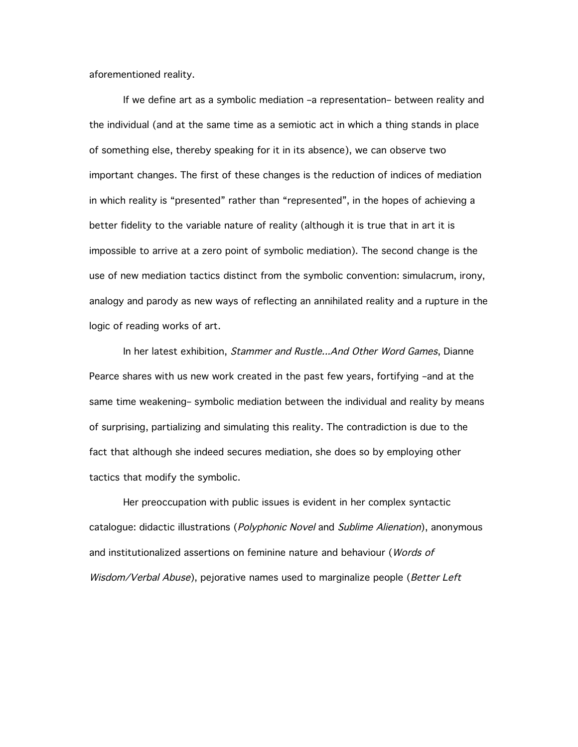aforementioned reality.

If we define art as a symbolic mediation –a representation– between reality and the individual (and at the same time as a semiotic act in which a thing stands in place of something else, thereby speaking for it in its absence), we can observe two important changes. The first of these changes is the reduction of indices of mediation in which reality is "presented" rather than "represented", in the hopes of achieving a better fidelity to the variable nature of reality (although it is true that in art it is impossible to arrive at a zero point of symbolic mediation). The second change is the use of new mediation tactics distinct from the symbolic convention: simulacrum, irony, analogy and parody as new ways of reflecting an annihilated reality and a rupture in the logic of reading works of art.

In her latest exhibition, *Stammer and Rustle…And Other Word Games*, Dianne Pearce shares with us new work created in the past few years, fortifying –and at the same time weakening– symbolic mediation between the individual and reality by means of surprising, partializing and simulating this reality. The contradiction is due to the fact that although she indeed secures mediation, she does so by employing other tactics that modify the symbolic.

Her preoccupation with public issues is evident in her complex syntactic catalogue: didactic illustrations (*Polyphonic Novel* and *Sublime Alienation*), anonymous and institutionalized assertions on feminine nature and behaviour (*Words of Wisdom/Verbal Abuse*), pejorative names used to marginalize people (*Better Left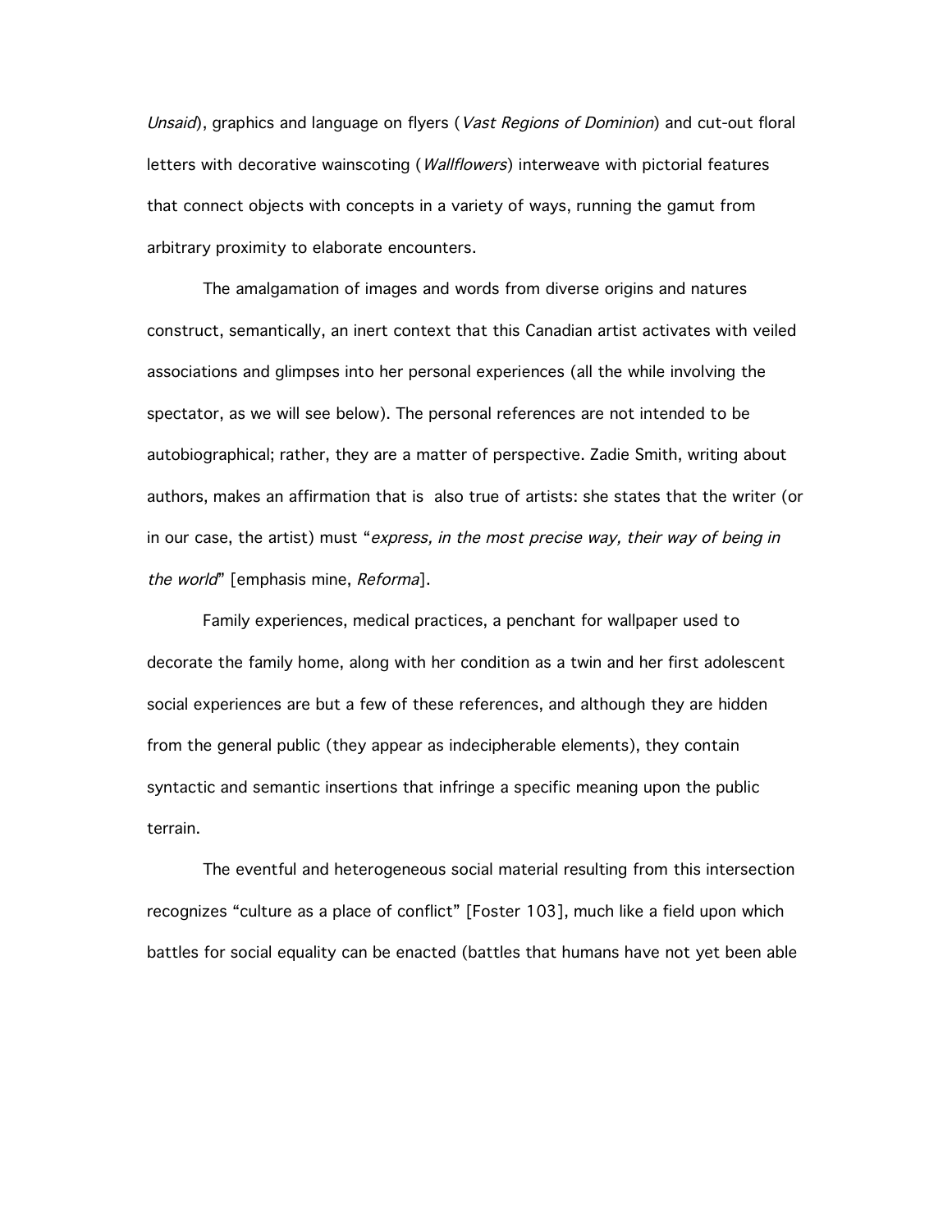*Unsaid*), graphics and language on flyers (*Vast Regions of Dominion*) and cut-out floral letters with decorative wainscoting (*Wallflowers*) interweave with pictorial features that connect objects with concepts in a variety of ways, running the gamut from arbitrary proximity to elaborate encounters.

The amalgamation of images and words from diverse origins and natures construct, semantically, an inert context that this Canadian artist activates with veiled associations and glimpses into her personal experiences (all the while involving the spectator, as we will see below). The personal references are not intended to be autobiographical; rather, they are a matter of perspective. Zadie Smith, writing about authors, makes an affirmation that is also true of artists: she states that the writer (or in our case, the artist) must "*express, in the most precise way, their way of being in the world*" [emphasis mine, *Reforma*].

Family experiences, medical practices, a penchant for wallpaper used to decorate the family home, along with her condition as a twin and her first adolescent social experiences are but a few of these references, and although they are hidden from the general public (they appear as indecipherable elements), they contain syntactic and semantic insertions that infringe a specific meaning upon the public terrain.

The eventful and heterogeneous social material resulting from this intersection recognizes "culture as a place of conflict" [Foster 103], much like a field upon which battles for social equality can be enacted (battles that humans have not yet been able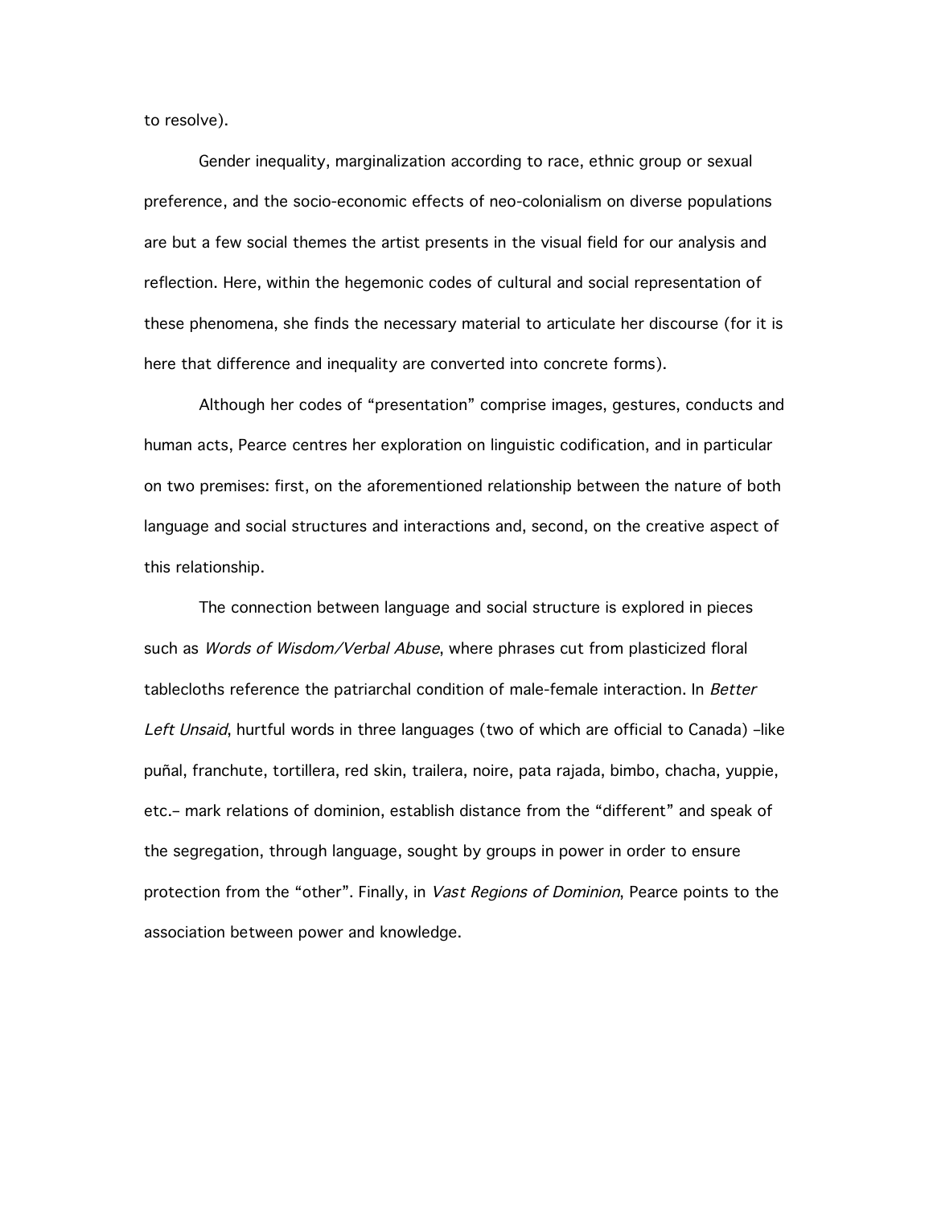to resolve).

Gender inequality, marginalization according to race, ethnic group or sexual preference, and the socio-economic effects of neo-colonialism on diverse populations are but a few social themes the artist presents in the visual field for our analysis and reflection. Here, within the hegemonic codes of cultural and social representation of these phenomena, she finds the necessary material to articulate her discourse (for it is here that difference and inequality are converted into concrete forms).

Although her codes of “presentation” comprise images, gestures, conducts and human acts, Pearce centres her exploration on linguistic codification, and in particular on two premises: first, on the aforementioned relationship between the nature of both language and social structures and interactions and, second, on the creative aspect of this relationship.

The connection between language and social structure is explored in pieces such as *Words of Wisdom/Verbal Abuse*, where phrases cut from plasticized floral tablecloths reference the patriarchal condition of male-female interaction. In *Better Left Unsaid*, hurtful words in three languages (two of which are official to Canada) –like puñal, franchute, tortillera, red skin, trailera, noire, pata rajada, bimbo, chacha, yuppie, etc.– mark relations of dominion, establish distance from the “different” and speak of the segregation, through language, sought by groups in power in order to ensure protection from the “other”. Finally, in *Vast Regions of Dominion*, Pearce points to the association between power and knowledge.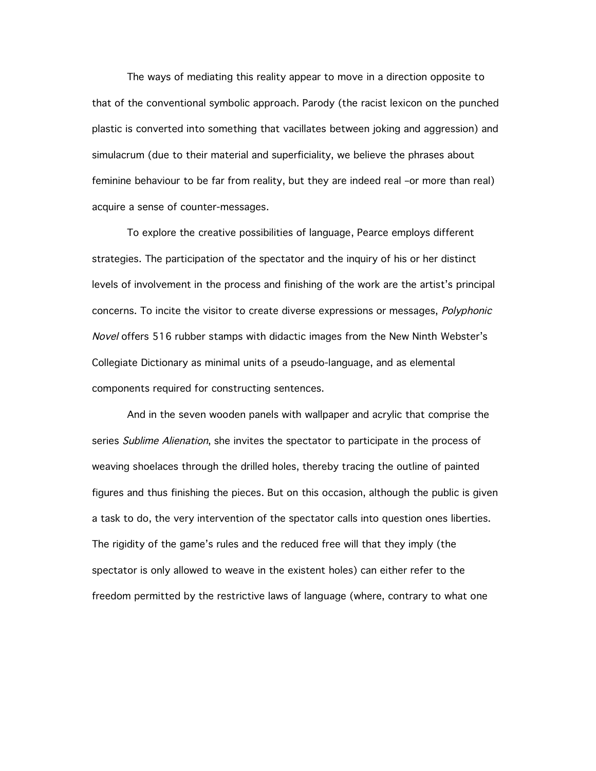The ways of mediating this reality appear to move in a direction opposite to that of the conventional symbolic approach. Parody (the racist lexicon on the punched plastic is converted into something that vacillates between joking and aggression) and simulacrum (due to their material and superficiality, we believe the phrases about feminine behaviour to be far from reality, but they are indeed real –or more than real) acquire a sense of counter-messages.

To explore the creative possibilities of language, Pearce employs different strategies. The participation of the spectator and the inquiry of his or her distinct levels of involvement in the process and finishing of the work are the artist's principal concerns. To incite the visitor to create diverse expressions or messages, *Polyphonic Novel* offers 516 rubber stamps with didactic images from the New Ninth Webster's Collegiate Dictionary as minimal units of a pseudo-language, and as elemental components required for constructing sentences.

And in the seven wooden panels with wallpaper and acrylic that comprise the series *Sublime Alienation*, she invites the spectator to participate in the process of weaving shoelaces through the drilled holes, thereby tracing the outline of painted figures and thus finishing the pieces. But on this occasion, although the public is given a task to do, the very intervention of the spectator calls into question ones liberties. The rigidity of the game's rules and the reduced free will that they imply (the spectator is only allowed to weave in the existent holes) can either refer to the freedom permitted by the restrictive laws of language (where, contrary to what one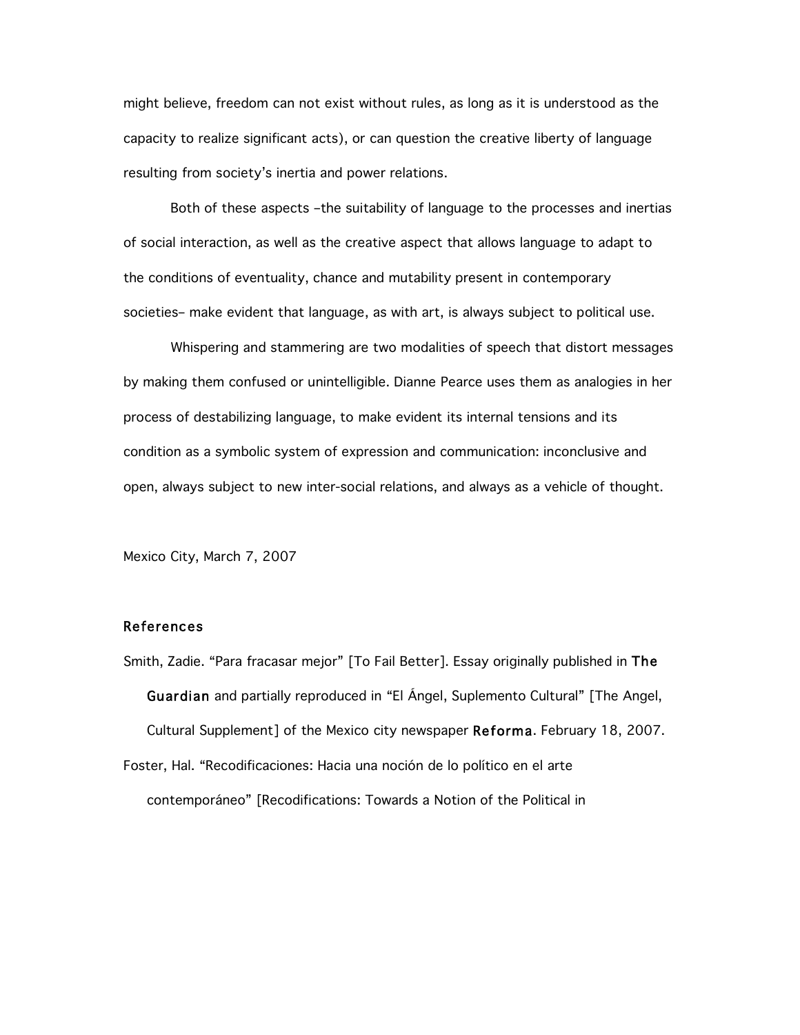might believe, freedom can not exist without rules, as long as it is understood as the capacity to realize significant acts), or can question the creative liberty of language resulting from society's inertia and power relations.

Both of these aspects –the suitability of language to the processes and inertias of social interaction, as well as the creative aspect that allows language to adapt to the conditions of eventuality, chance and mutability present in contemporary societies– make evident that language, as with art, is always subject to political use.

Whispering and stammering are two modalities of speech that distort messages by making them confused or unintelligible. Dianne Pearce uses them as analogies in her process of destabilizing language, to make evident its internal tensions and its condition as a symbolic system of expression and communication: inconclusive and open, always subject to new inter-social relations, and always as a vehicle of thought.

Mexico City, March 7, 2007

## References

Smith, Zadie. "Para fracasar mejor" [To Fail Better]. Essay originally published in **The Guardian** and partially reproduced in "El Ángel, Suplemento Cultural" [The Angel, Cultural Supplement] of the Mexico city newspaper **Reforma**. February 18, 2007.

Foster, Hal. "Recodificaciones: Hacia una noción de lo político en el arte contemporáneo" [Recodifications: Towards a Notion of the Political in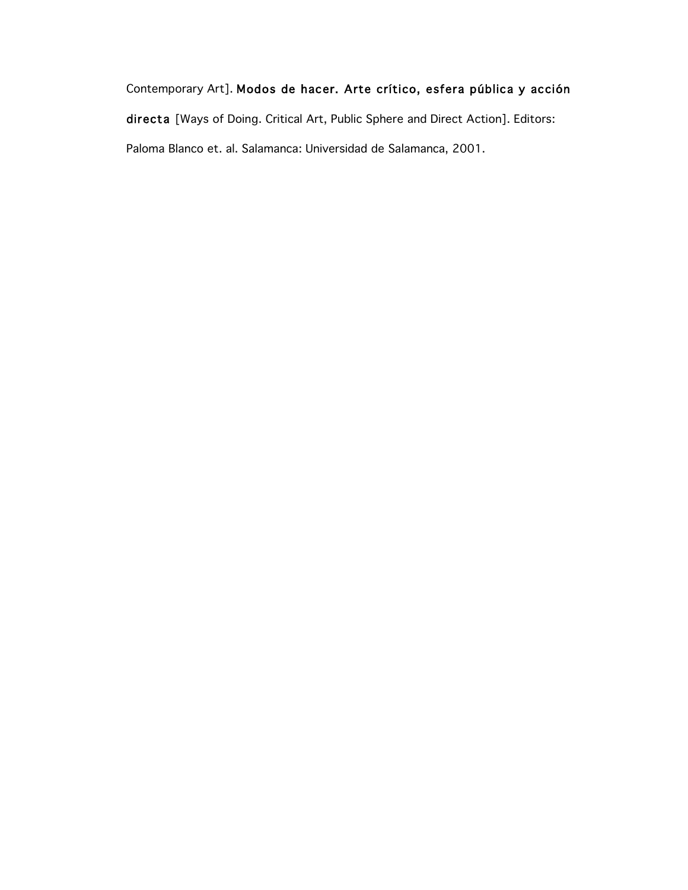Contemporary Art]. **Modos de hacer. Arte crítico, esfera pública y acción directa** [Ways of Doing. Critical Art, Public Sphere and Direct Action]. Editors: Paloma Blanco et. al. Salamanca: Universidad de Salamanca, 2001.